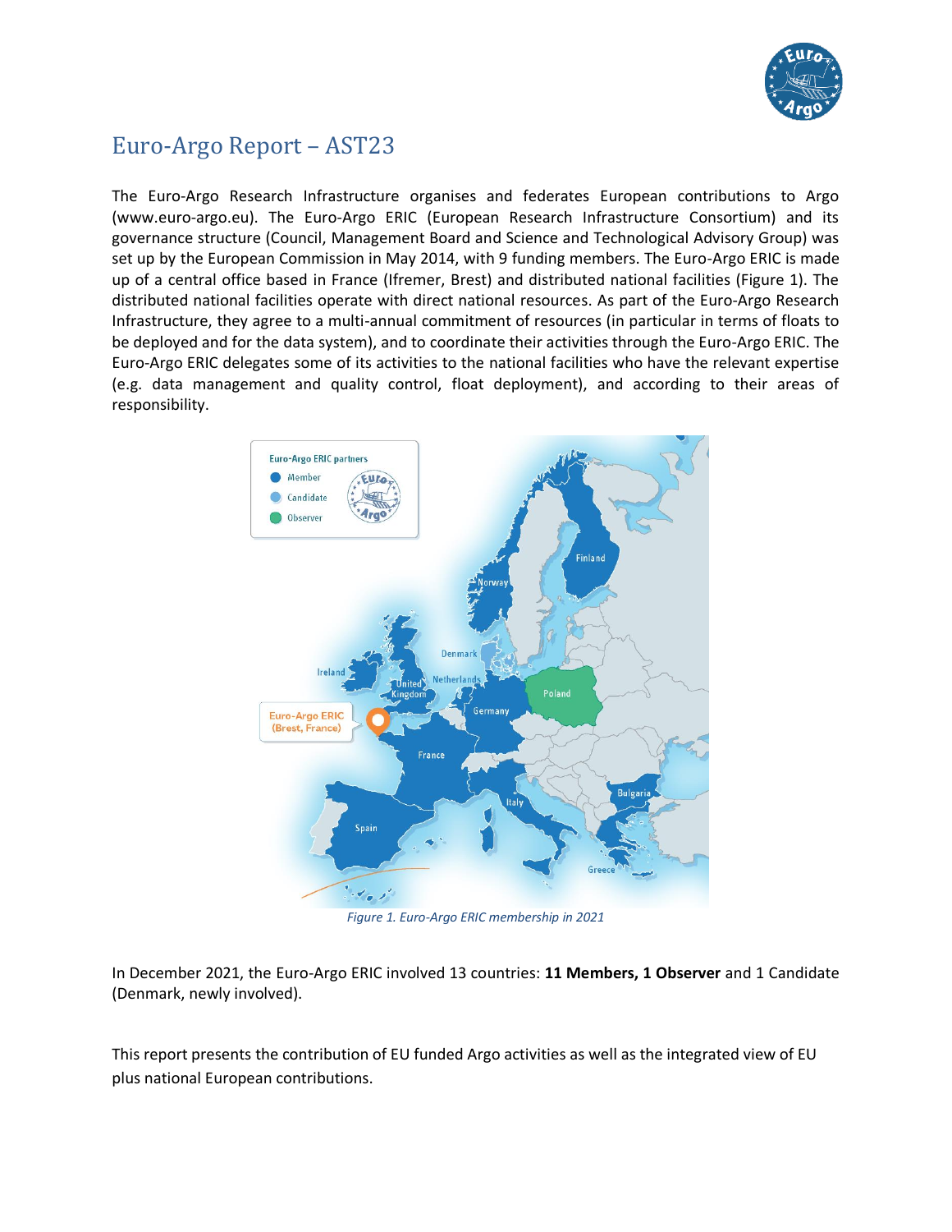# Euro-Argo Report – AST23

The Euro-Argo Research Infrastructure organises and federates European contributions to Argo (www.euro-argo.eu). The Euro-Argo ERIC (European Research Infrastructure Consortium) and its governance structure (Council, Management Board and Science and Technological Advisory Group) was set up by the European Commission in May 2014, with 9 funding members. The Euro-Argo ERIC is made up of a central office based in France (Ifremer, Brest) and distributed national facilities (Figure 1). The distributed national facilities operate with direct national resources. As part of the Euro-Argo Research Infrastructure, they agree to a multi-annual commitment of resources (in particular in terms of floats to be deployed and for the data system), and to coordinate their activities through the Euro-Argo ERIC. The Euro-Argo ERIC delegates some of its activities to the national facilities who have the relevant expertise (e.g. data management and quality control, float deployment), and according to their areas of responsibility.

*Figure 1. Euro-Argo ERIC membership in 2021*

In December 2021, the Euro-Argo ERIC involved 13 countries: **11 Members, 1 Observer** and 1 Candidate (Denmark, newly involved).

This report presents the contribution of EU funded Argo activities as well as the integrated view of EU plus national European contributions.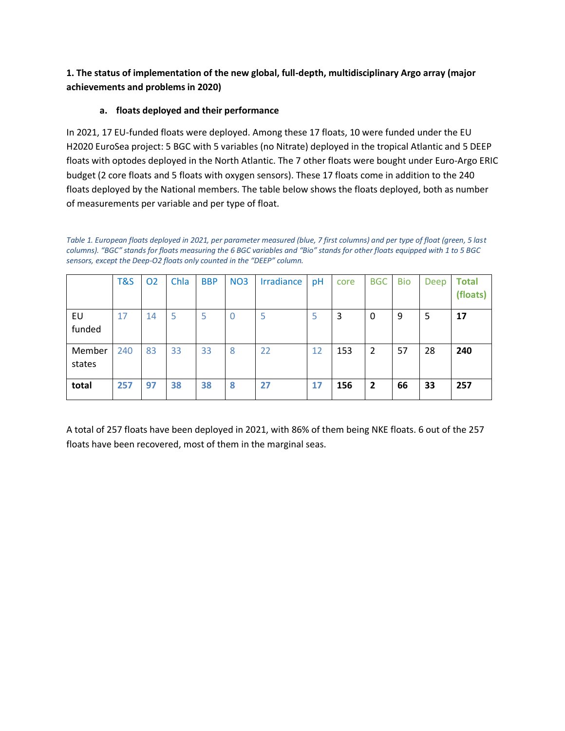**1. The status of implementation of the new global, full-depth, multidisciplinary Argo array (major achievements and problems in 2020)**

**a. floats deployed and their performance**

In 2021, 17 EU-funded floats were deployed. Among these 17 floats, 10 were funded under the EU H2020 EuroSea project: 5 BGC with 5 variables (no Nitrate) deployed in the tropical Atlantic and 5 DEEP floats with optodes deployed in the North Atlantic. The 7 other floats were bought under Euro-Argo ERIC budget (2 core floats and 5 floats with oxygen sensors). These 17 floats come in addition to the 240 floats deployed by the National members. The table below shows the floats deployed, both as number of measurements per variable and per type of float.

*Table 1. European floats deployed in 2021, per parameter measured (blue, 7 first columns) and per type of float (green, 5 last columns). "BGC" stands for floats measuring the 6 BGC variables and "Bio" stands for other floats equipped with 1 to 5 BGC sensors, except the Deep-O2 floats only counted in the "DEEP" column.*

| | T&S | O2 | Chla | BBP | NO3 | Irradiance | pH | core | BGC | Bio | Deep | **Total (floats)** |
|---|---|---|---|---|---|---|---|---|---|---|---|---|
| EU funded | 17 | 14 | 5 | 5 | 0 | 5 | 5 | 3 | 0 | 9 | 5 | **17** |
| Member states | 240 | 83 | 33 | 33 | 8 | 22 | 12 | 153 | 2 | 57 | 28 | **240** |
| **total** | **257** | **97** | **38** | **38** | **8** | **27** | **17** | **156** | **2** | **66** | **33** | **257** |

A total of 257 floats have been deployed in 2021, with 86% of them being NKE floats. 6 out of the 257 floats have been recovered, most of them in the marginal seas.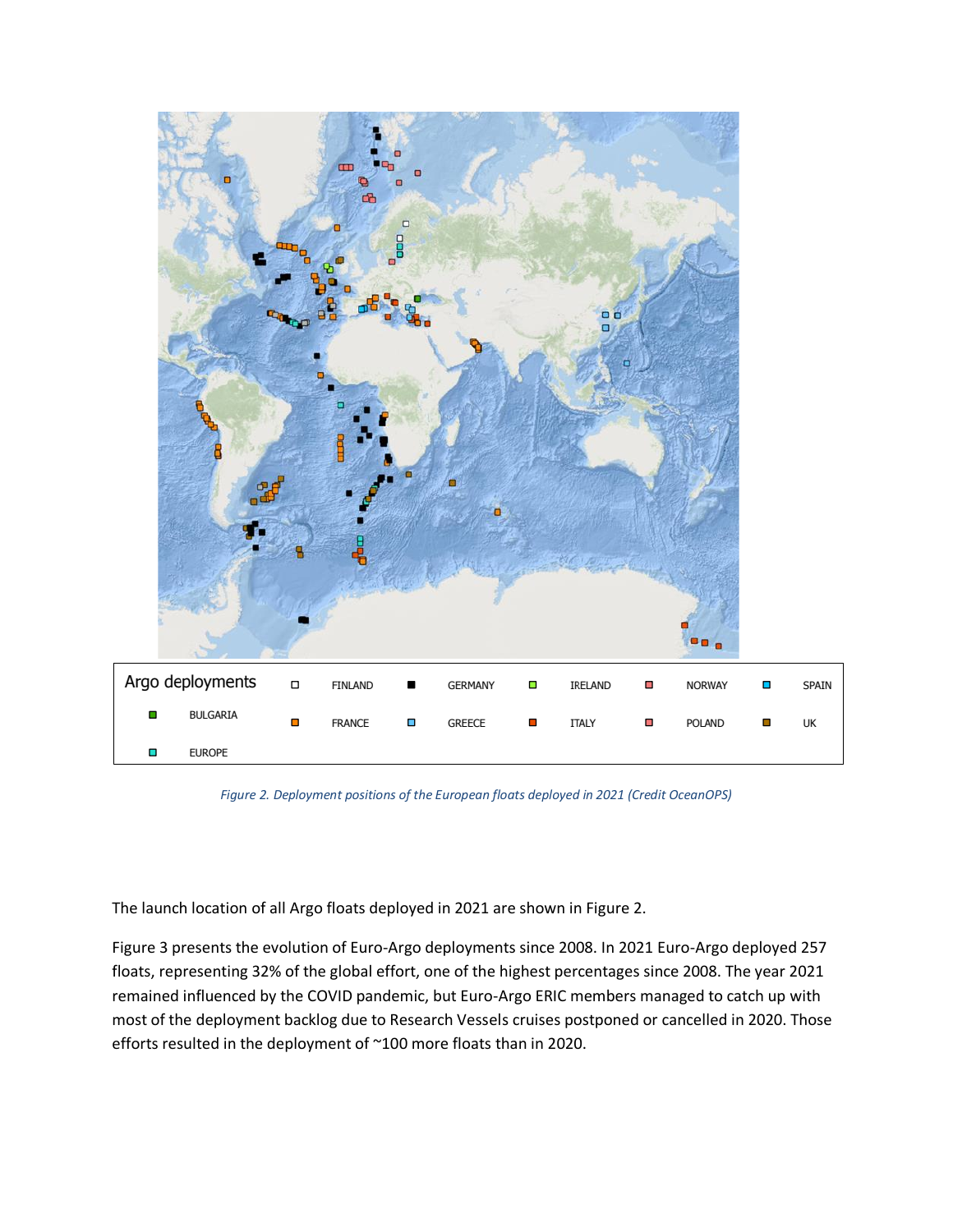| Argo deployments | | FINLAND | | GERMANY | | IRELAND | | NORWAY | | SPAIN |
|---|---|---|---|---|---|---|---|---|---|---|
| | BULGARIA | | FRANCE | | GREECE | | ITALY | | POLAND | UK |
| | EUROPE | | | | | | | | | |

*Figure 2. Deployment positions of the European floats deployed in 2021 (Credit OceanOPS)*

The launch location of all Argo floats deployed in 2021 are shown in Figure 2.

Figure 3 presents the evolution of Euro-Argo deployments since 2008. In 2021 Euro-Argo deployed 257 floats, representing 32% of the global effort, one of the highest percentages since 2008. The year 2021 remained influenced by the COVID pandemic, but Euro-Argo ERIC members managed to catch up with most of the deployment backlog due to Research Vessels cruises postponed or cancelled in 2020. Those efforts resulted in the deployment of ~100 more floats than in 2020.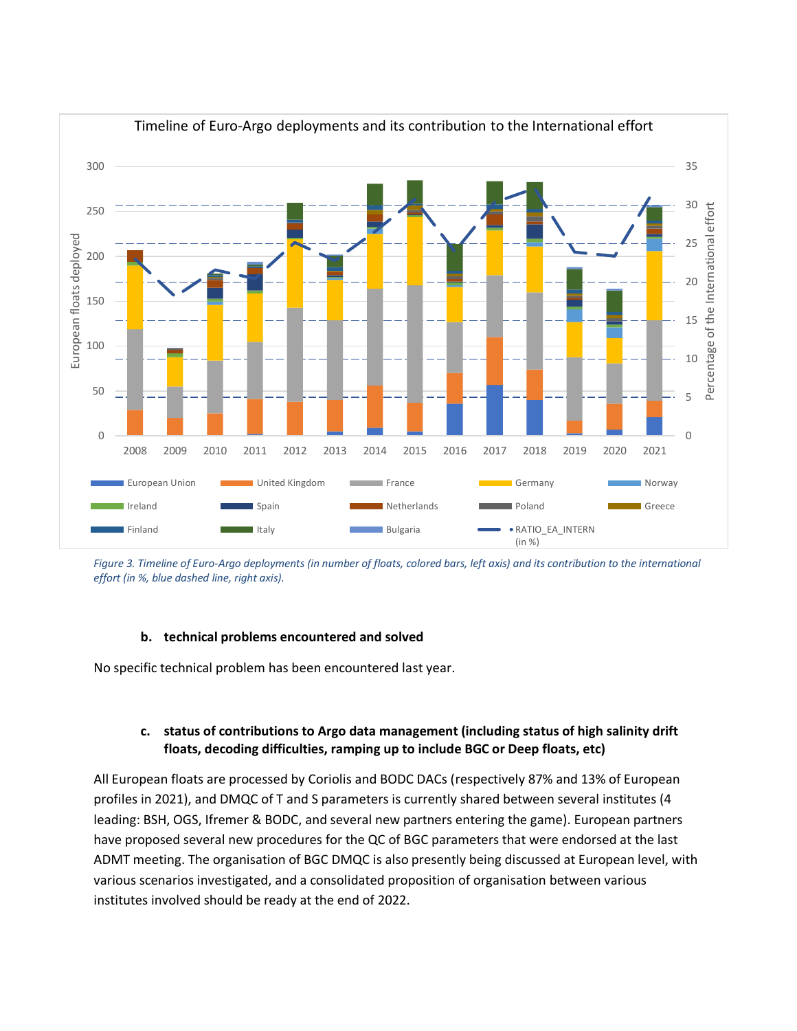Figure 3. Timeline of Euro-Argo deployments (in number of floats, colored bars, left axis) and its contribution to the international effort (in %, blue dashed line, right axis).

## b. technical problems encountered and solved

No specific technical problem has been encountered last year.

## c. status of contributions to Argo data management (including status of high salinity drift floats, decoding difficulties, ramping up to include BGC or Deep floats, etc)

All European floats are processed by Coriolis and BODC DACs (respectively 87% and 13% of European profiles in 2021), and DMQC of T and S parameters is currently shared between several institutes (4 leading: BSH, OGS, Ifremer & BODC, and several new partners entering the game). European partners have proposed several new procedures for the QC of BGC parameters that were endorsed at the last ADMT meeting. The organisation of BGC DMQC is also presently being discussed at European level, with various scenarios investigated, and a consolidated proposition of organisation between various institutes involved should be ready at the end of 2022.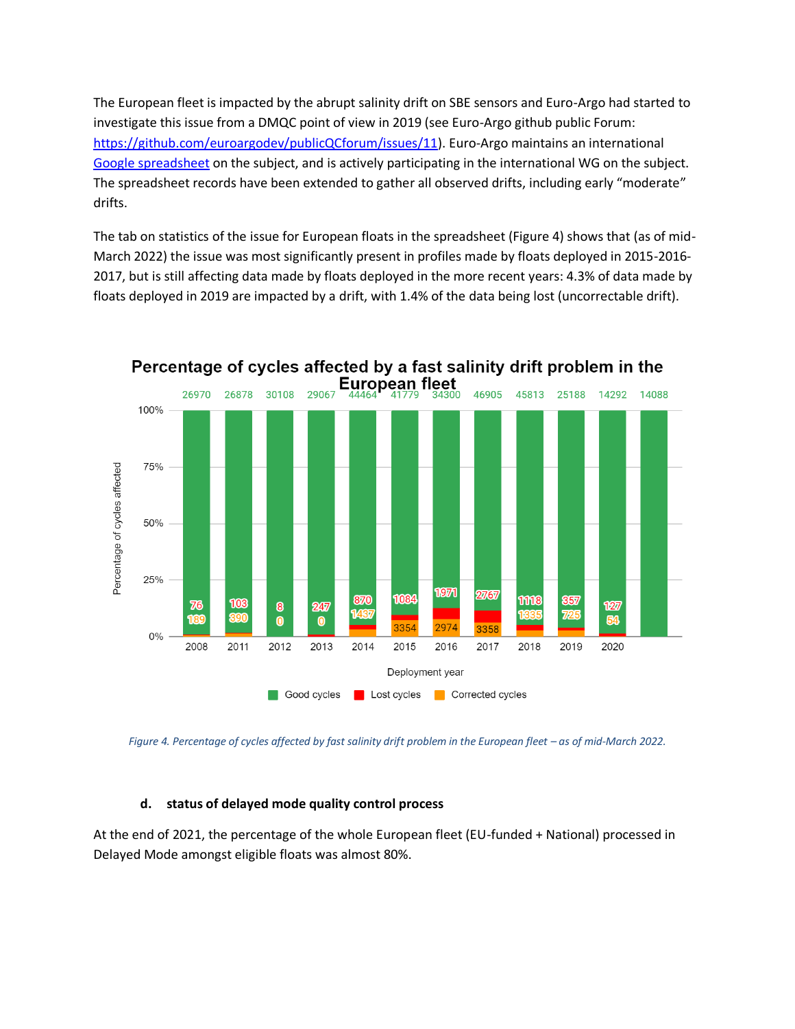The European fleet is impacted by the abrupt salinity drift on SBE sensors and Euro-Argo had started to investigate this issue from a DMQC point of view in 2019 (see Euro-Argo github public Forum: [https://github.com/euroargodev/publicQCforum/issues/11](https://github.com/euroargodev/publicQCforum/issues/11)). Euro-Argo maintains an international [Google spreadsheet](#) on the subject, and is actively participating in the international WG on the subject. The spreadsheet records have been extended to gather all observed drifts, including early "moderate" drifts.

The tab on statistics of the issue for European floats in the spreadsheet (Figure 4) shows that (as of mid-March 2022) the issue was most significantly present in profiles made by floats deployed in 2015-2016-2017, but is still affecting data made by floats deployed in the more recent years: 4.3% of data made by floats deployed in 2019 are impacted by a drift, with 1.4% of the data being lost (uncorrectable drift).

**Percentage of cycles affected by a fast salinity drift problem in the European fleet**

| Deployment year | Good cycles | Lost cycles | Corrected cycles |
|---|---|---|---|
| 2008 | 26970 | 76 | 189 |
| 2011 | 26878 | 103 | 390 |
| 2012 | 30108 | 8 | 0 |
| 2013 | 29067 | 247 | 0 |
| 2014 | 44464 | 870 | 1437 |
| 2015 | 41779 | 1084 | 3354 |
| 2016 | 34300 | 1971 | 2974 |
| 2017 | 46905 | 2767 | 3358 |
| 2018 | 45813 | 1118 | 1335 |
| 2019 | 25188 | 357 | 725 |
| 2020 | 14292 | 127 | 54 |
| | 14088 | | |

*Figure 4. Percentage of cycles affected by fast salinity drift problem in the European fleet – as of mid-March 2022.*

#### d. status of delayed mode quality control process

At the end of 2021, the percentage of the whole European fleet (EU-funded + National) processed in Delayed Mode amongst eligible floats was almost 80%.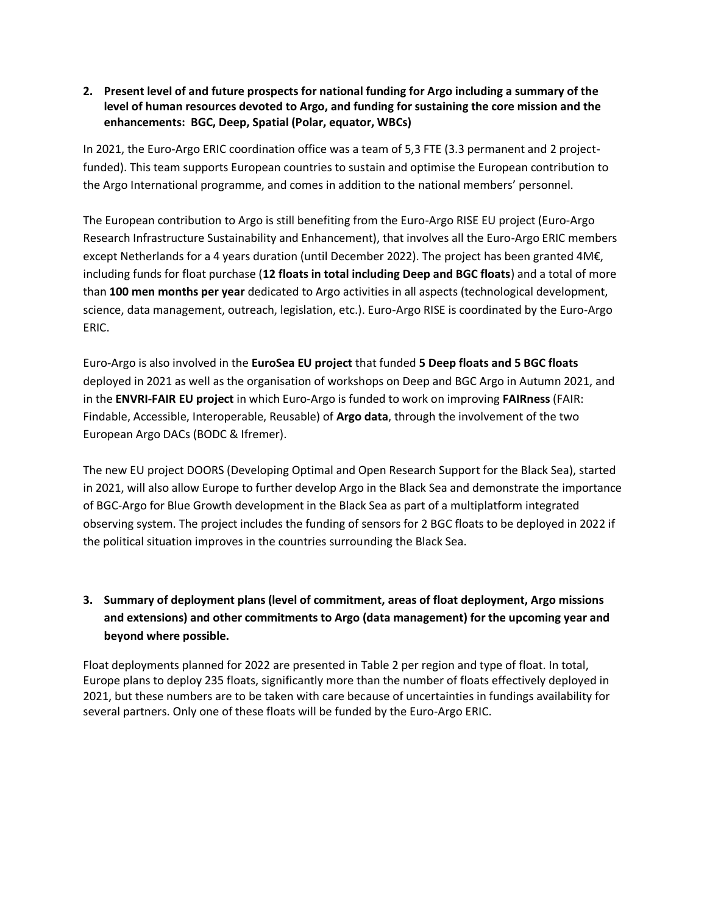**2. Present level of and future prospects for national funding for Argo including a summary of the level of human resources devoted to Argo, and funding for sustaining the core mission and the enhancements: BGC, Deep, Spatial (Polar, equator, WBCs)**

In 2021, the Euro-Argo ERIC coordination office was a team of 5,3 FTE (3.3 permanent and 2 project-funded). This team supports European countries to sustain and optimise the European contribution to the Argo International programme, and comes in addition to the national members' personnel.

The European contribution to Argo is still benefiting from the Euro-Argo RISE EU project (Euro-Argo Research Infrastructure Sustainability and Enhancement), that involves all the Euro-Argo ERIC members except Netherlands for a 4 years duration (until December 2022). The project has been granted 4M€, including funds for float purchase (**12 floats in total including Deep and BGC floats**) and a total of more than **100 men months per year** dedicated to Argo activities in all aspects (technological development, science, data management, outreach, legislation, etc.). Euro-Argo RISE is coordinated by the Euro-Argo ERIC.

Euro-Argo is also involved in the **EuroSea EU project** that funded **5 Deep floats and 5 BGC floats** deployed in 2021 as well as the organisation of workshops on Deep and BGC Argo in Autumn 2021, and in the **ENVRI-FAIR EU project** in which Euro-Argo is funded to work on improving **FAIRness** (FAIR: Findable, Accessible, Interoperable, Reusable) of **Argo data**, through the involvement of the two European Argo DACs (BODC & Ifremer).

The new EU project DOORS (Developing Optimal and Open Research Support for the Black Sea), started in 2021, will also allow Europe to further develop Argo in the Black Sea and demonstrate the importance of BGC-Argo for Blue Growth development in the Black Sea as part of a multiplatform integrated observing system. The project includes the funding of sensors for 2 BGC floats to be deployed in 2022 if the political situation improves in the countries surrounding the Black Sea.

**3. Summary of deployment plans (level of commitment, areas of float deployment, Argo missions and extensions) and other commitments to Argo (data management) for the upcoming year and beyond where possible.**

Float deployments planned for 2022 are presented in Table 2 per region and type of float. In total, Europe plans to deploy 235 floats, significantly more than the number of floats effectively deployed in 2021, but these numbers are to be taken with care because of uncertainties in fundings availability for several partners. Only one of these floats will be funded by the Euro-Argo ERIC.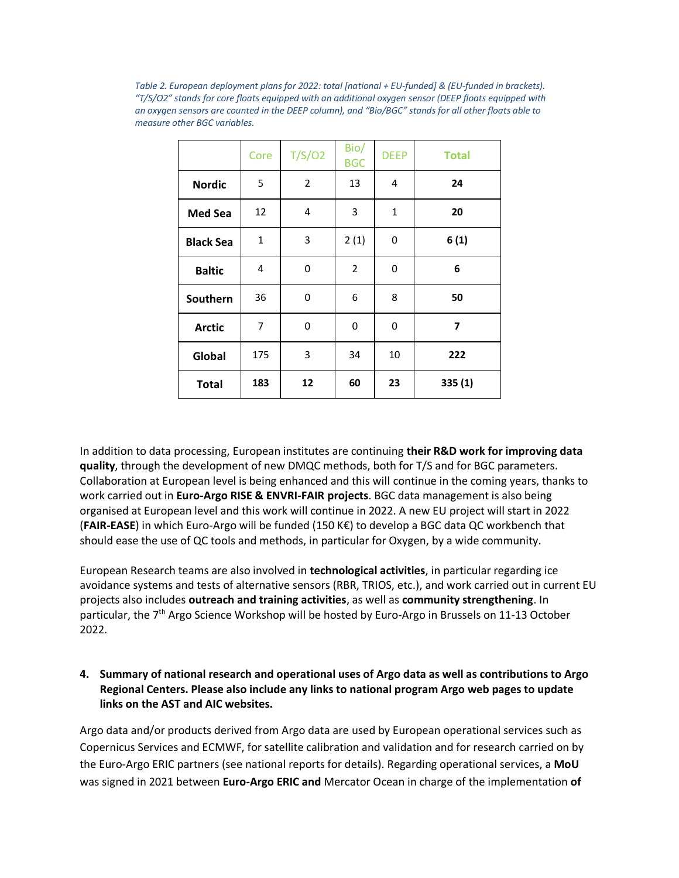*Table 2. European deployment plans for 2022: total [national + EU-funded] & (EU-funded in brackets). "T/S/O2" stands for core floats equipped with an additional oxygen sensor (DEEP floats equipped with an oxygen sensors are counted in the DEEP column), and "Bio/BGC" stands for all other floats able to measure other BGC variables.*

| | Core | T/S/O2 | Bio/BGC | DEEP | Total |
|---|---|---|---|---|---|
| **Nordic** | 5 | 2 | 13 | 4 | **24** |
| **Med Sea** | 12 | 4 | 3 | 1 | **20** |
| **Black Sea** | 1 | 3 | 2 (1) | 0 | **6 (1)** |
| **Baltic** | 4 | 0 | 2 | 0 | **6** |
| **Southern** | 36 | 0 | 6 | 8 | **50** |
| **Arctic** | 7 | 0 | 0 | 0 | **7** |
| **Global** | 175 | 3 | 34 | 10 | **222** |
| **Total** | **183** | **12** | **60** | **23** | **335 (1)** |

In addition to data processing, European institutes are continuing **their R&D work for improving data quality**, through the development of new DMQC methods, both for T/S and for BGC parameters. Collaboration at European level is being enhanced and this will continue in the coming years, thanks to work carried out in **Euro-Argo RISE & ENVRI-FAIR projects**. BGC data management is also being organised at European level and this work will continue in 2022. A new EU project will start in 2022 (**FAIR-EASE**) in which Euro-Argo will be funded (150 K€) to develop a BGC data QC workbench that should ease the use of QC tools and methods, in particular for Oxygen, by a wide community.

European Research teams are also involved in **technological activities**, in particular regarding ice avoidance systems and tests of alternative sensors (RBR, TRIOS, etc.), and work carried out in current EU projects also includes **outreach and training activities**, as well as **community strengthening**. In particular, the 7th Argo Science Workshop will be hosted by Euro-Argo in Brussels on 11-13 October 2022.

**4. Summary of national research and operational uses of Argo data as well as contributions to Argo Regional Centers. Please also include any links to national program Argo web pages to update links on the AST and AIC websites.**

Argo data and/or products derived from Argo data are used by European operational services such as Copernicus Services and ECMWF, for satellite calibration and validation and for research carried on by the Euro-Argo ERIC partners (see national reports for details). Regarding operational services, a **MoU** was signed in 2021 between **Euro-Argo ERIC and** Mercator Ocean in charge of the implementation **of**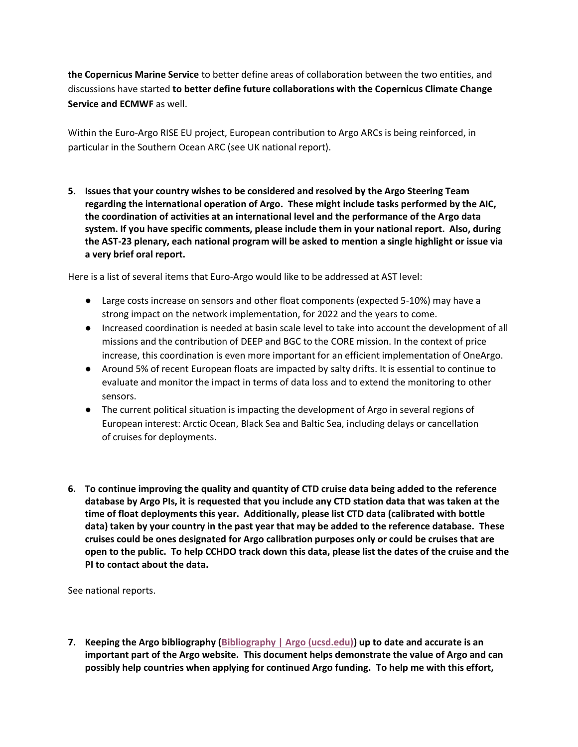**the Copernicus Marine Service** to better define areas of collaboration between the two entities, and discussions have started **to better define future collaborations with the Copernicus Climate Change Service and ECMWF** as well.

Within the Euro-Argo RISE EU project, European contribution to Argo ARCs is being reinforced, in particular in the Southern Ocean ARC (see UK national report).

5. **Issues that your country wishes to be considered and resolved by the Argo Steering Team regarding the international operation of Argo. These might include tasks performed by the AIC, the coordination of activities at an international level and the performance of the Argo data system. If you have specific comments, please include them in your national report. Also, during the AST-23 plenary, each national program will be asked to mention a single highlight or issue via a very brief oral report.**

Here is a list of several items that Euro-Argo would like to be addressed at AST level:

- Large costs increase on sensors and other float components (expected 5-10%) may have a strong impact on the network implementation, for 2022 and the years to come.
- Increased coordination is needed at basin scale level to take into account the development of all missions and the contribution of DEEP and BGC to the CORE mission. In the context of price increase, this coordination is even more important for an efficient implementation of OneArgo.
- Around 5% of recent European floats are impacted by salty drifts. It is essential to continue to evaluate and monitor the impact in terms of data loss and to extend the monitoring to other sensors.
- The current political situation is impacting the development of Argo in several regions of European interest: Arctic Ocean, Black Sea and Baltic Sea, including delays or cancellation of cruises for deployments.

6. **To continue improving the quality and quantity of CTD cruise data being added to the reference database by Argo PIs, it is requested that you include any CTD station data that was taken at the time of float deployments this year. Additionally, please list CTD data (calibrated with bottle data) taken by your country in the past year that may be added to the reference database. These cruises could be ones designated for Argo calibration purposes only or could be cruises that are open to the public. To help CCHDO track down this data, please list the dates of the cruise and the PI to contact about the data.**

See national reports.

7. **Keeping the Argo bibliography (Bibliography | Argo (ucsd.edu)) up to date and accurate is an important part of the Argo website. This document helps demonstrate the value of Argo and can possibly help countries when applying for continued Argo funding. To help me with this effort,**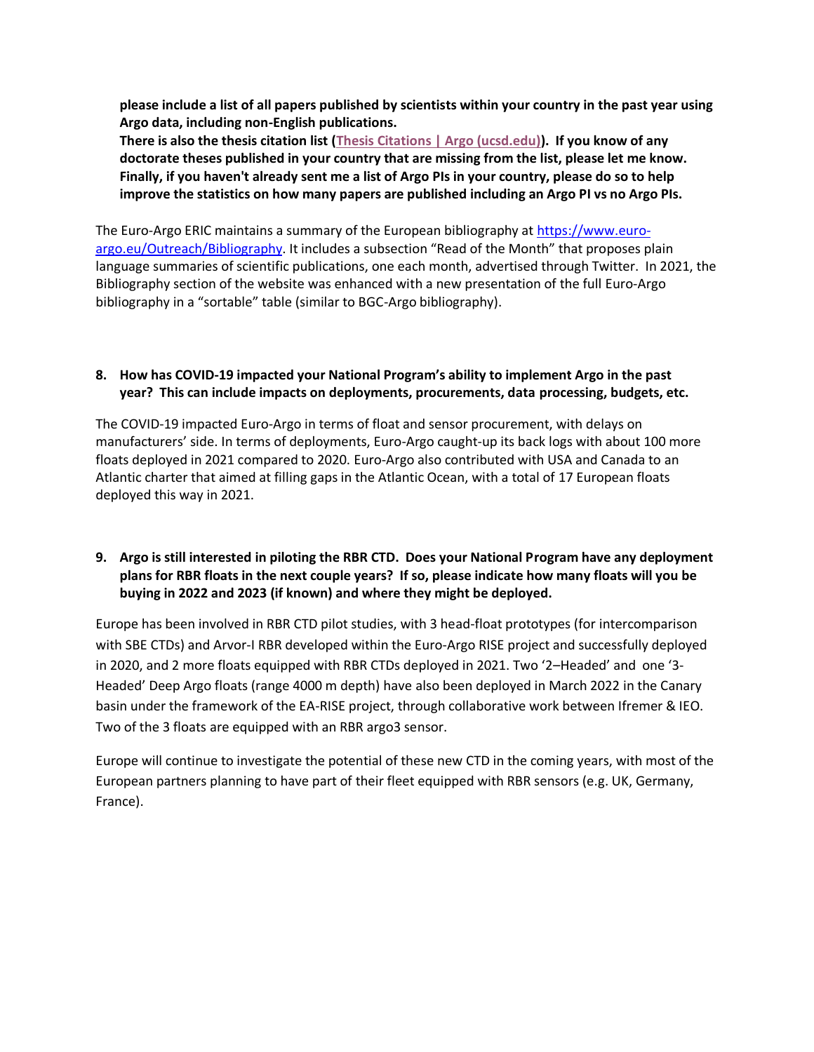**please include a list of all papers published by scientists within your country in the past year using Argo data, including non-English publications.**
**There is also the thesis citation list ([Thesis Citations | Argo (ucsd.edu)]). If you know of any doctorate theses published in your country that are missing from the list, please let me know. Finally, if you haven't already sent me a list of Argo PIs in your country, please do so to help improve the statistics on how many papers are published including an Argo PI vs no Argo PIs.**

The Euro-Argo ERIC maintains a summary of the European bibliography at https://www.euro-argo.eu/Outreach/Bibliography. It includes a subsection "Read of the Month" that proposes plain language summaries of scientific publications, one each month, advertised through Twitter. In 2021, the Bibliography section of the website was enhanced with a new presentation of the full Euro-Argo bibliography in a "sortable" table (similar to BGC-Argo bibliography).

**8. How has COVID-19 impacted your National Program's ability to implement Argo in the past year? This can include impacts on deployments, procurements, data processing, budgets, etc.**

The COVID-19 impacted Euro-Argo in terms of float and sensor procurement, with delays on manufacturers' side. In terms of deployments, Euro-Argo caught-up its back logs with about 100 more floats deployed in 2021 compared to 2020. Euro-Argo also contributed with USA and Canada to an Atlantic charter that aimed at filling gaps in the Atlantic Ocean, with a total of 17 European floats deployed this way in 2021.

**9. Argo is still interested in piloting the RBR CTD. Does your National Program have any deployment plans for RBR floats in the next couple years? If so, please indicate how many floats will you be buying in 2022 and 2023 (if known) and where they might be deployed.**

Europe has been involved in RBR CTD pilot studies, with 3 head-float prototypes (for intercomparison with SBE CTDs) and Arvor-I RBR developed within the Euro-Argo RISE project and successfully deployed in 2020, and 2 more floats equipped with RBR CTDs deployed in 2021. Two '2–Headed' and one '3-Headed' Deep Argo floats (range 4000 m depth) have also been deployed in March 2022 in the Canary basin under the framework of the EA-RISE project, through collaborative work between Ifremer & IEO. Two of the 3 floats are equipped with an RBR argo3 sensor.

Europe will continue to investigate the potential of these new CTD in the coming years, with most of the European partners planning to have part of their fleet equipped with RBR sensors (e.g. UK, Germany, France).